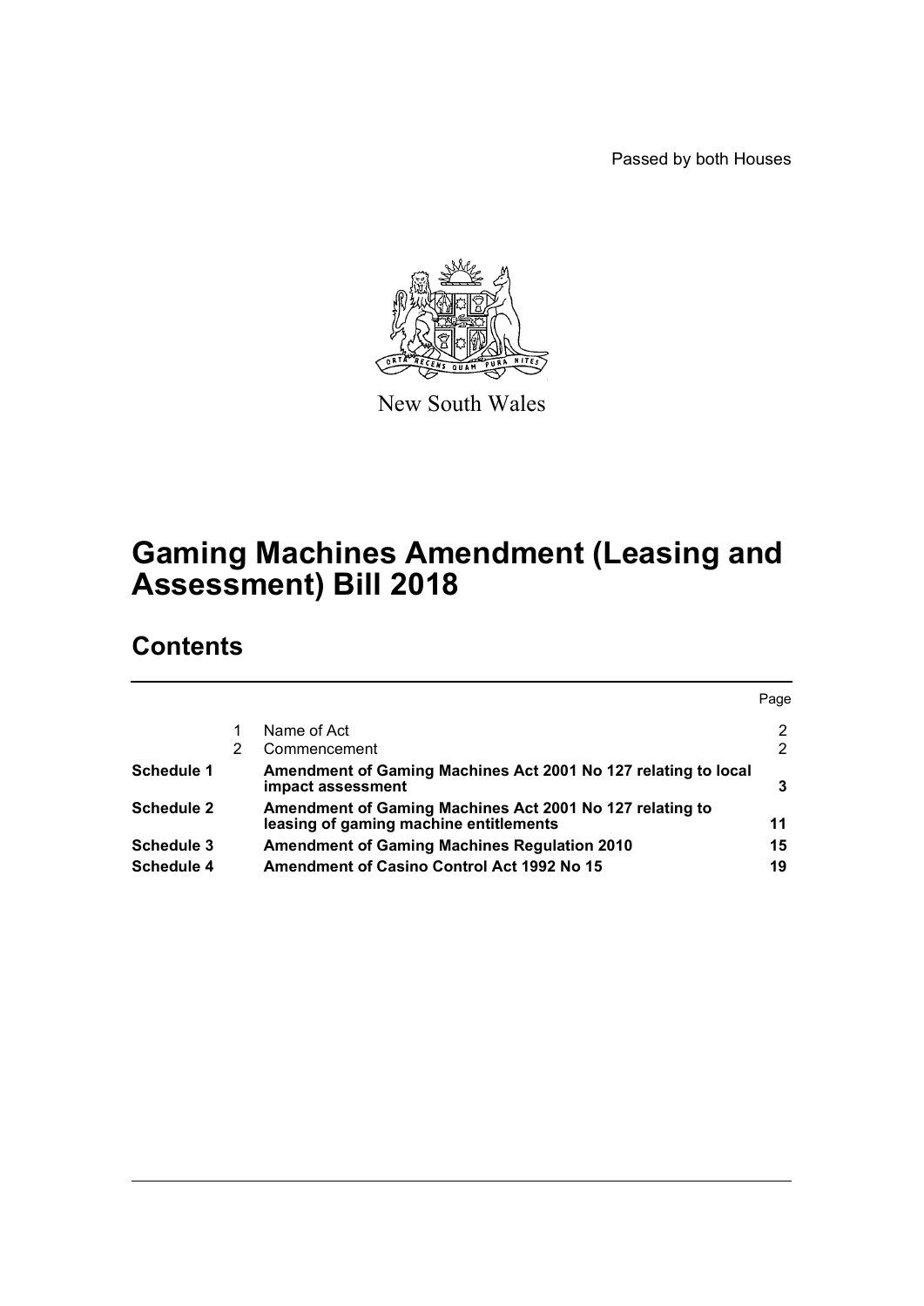Passed by both Houses

New South Wales

# Gaming Machines Amendment (Leasing and Assessment) Bill 2018

## Contents

| | | | Page |
|---|---|---|---|
| | 1 | Name of Act | 2 |
| | 2 | Commencement | 2 |
| **Schedule 1** | | **Amendment of Gaming Machines Act 2001 No 127 relating to local impact assessment** | **3** |
| **Schedule 2** | | **Amendment of Gaming Machines Act 2001 No 127 relating to leasing of gaming machine entitlements** | **11** |
| **Schedule 3** | | **Amendment of Gaming Machines Regulation 2010** | **15** |
| **Schedule 4** | | **Amendment of Casino Control Act 1992 No 15** | **19** |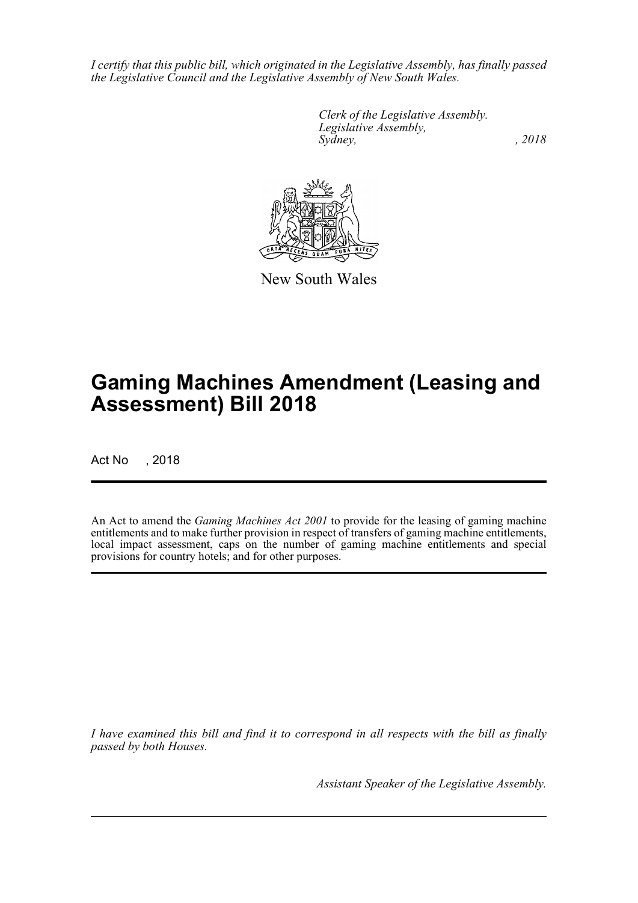*I certify that this public bill, which originated in the Legislative Assembly, has finally passed the Legislative Council and the Legislative Assembly of New South Wales.*

*Clerk of the Legislative Assembly.*
*Legislative Assembly,*
*Sydney, , 2018*

New South Wales

# Gaming Machines Amendment (Leasing and Assessment) Bill 2018

Act No , 2018

An Act to amend the *Gaming Machines Act 2001* to provide for the leasing of gaming machine entitlements and to make further provision in respect of transfers of gaming machine entitlements, local impact assessment, caps on the number of gaming machine entitlements and special provisions for country hotels; and for other purposes.

*I have examined this bill and find it to correspond in all respects with the bill as finally passed by both Houses.*

*Assistant Speaker of the Legislative Assembly.*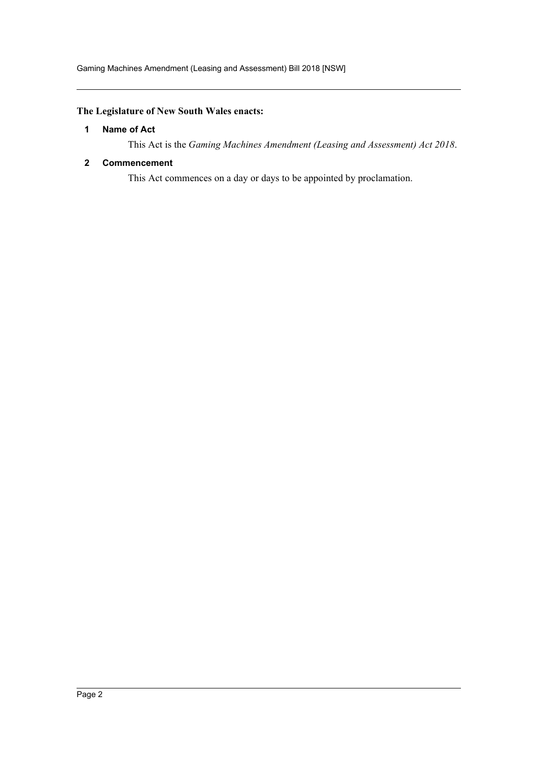**The Legislature of New South Wales enacts:**

## 1 Name of Act

This Act is the *Gaming Machines Amendment (Leasing and Assessment) Act 2018*.

## 2 Commencement

This Act commences on a day or days to be appointed by proclamation.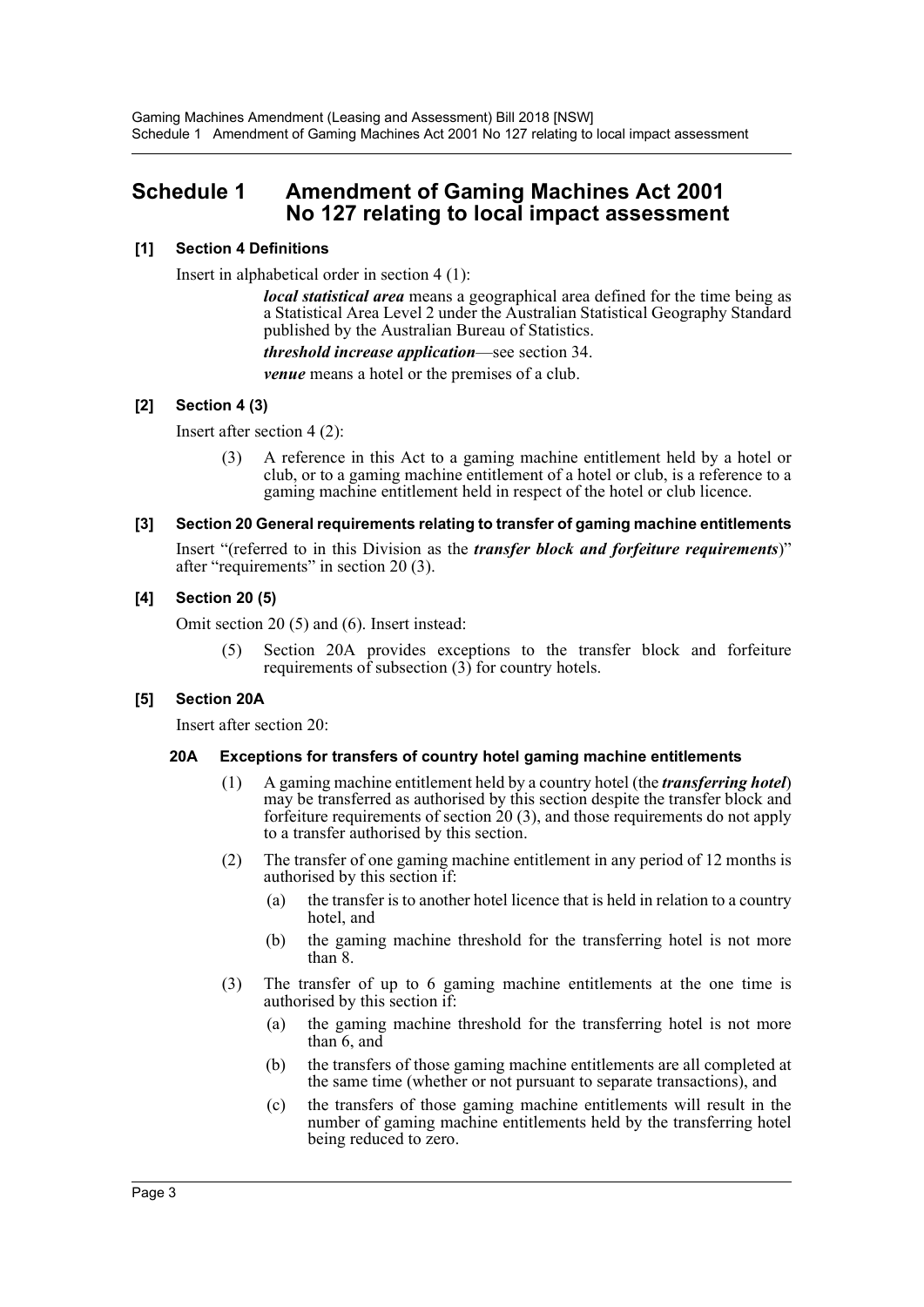# Schedule 1 Amendment of Gaming Machines Act 2001 No 127 relating to local impact assessment

### [1] Section 4 Definitions

Insert in alphabetical order in section 4 (1):

> ***local statistical area*** means a geographical area defined for the time being as a Statistical Area Level 2 under the Australian Statistical Geography Standard published by the Australian Bureau of Statistics.
>
> ***threshold increase application***—see section 34.
>
> ***venue*** means a hotel or the premises of a club.

### [2] Section 4 (3)

Insert after section 4 (2):

> (3) A reference in this Act to a gaming machine entitlement held by a hotel or club, or to a gaming machine entitlement of a hotel or club, is a reference to a gaming machine entitlement held in respect of the hotel or club licence.

### [3] Section 20 General requirements relating to transfer of gaming machine entitlements

Insert "(referred to in this Division as the ***transfer block and forfeiture requirements***)" after "requirements" in section 20 (3).

### [4] Section 20 (5)

Omit section 20 (5) and (6). Insert instead:

> (5) Section 20A provides exceptions to the transfer block and forfeiture requirements of subsection (3) for country hotels.

### [5] Section 20A

Insert after section 20:

#### 20A Exceptions for transfers of country hotel gaming machine entitlements

(1) A gaming machine entitlement held by a country hotel (the ***transferring hotel***) may be transferred as authorised by this section despite the transfer block and forfeiture requirements of section 20 (3), and those requirements do not apply to a transfer authorised by this section.

(2) The transfer of one gaming machine entitlement in any period of 12 months is authorised by this section if:

- (a) the transfer is to another hotel licence that is held in relation to a country hotel, and
- (b) the gaming machine threshold for the transferring hotel is not more than 8.

(3) The transfer of up to 6 gaming machine entitlements at the one time is authorised by this section if:

- (a) the gaming machine threshold for the transferring hotel is not more than 6, and
- (b) the transfers of those gaming machine entitlements are all completed at the same time (whether or not pursuant to separate transactions), and
- (c) the transfers of those gaming machine entitlements will result in the number of gaming machine entitlements held by the transferring hotel being reduced to zero.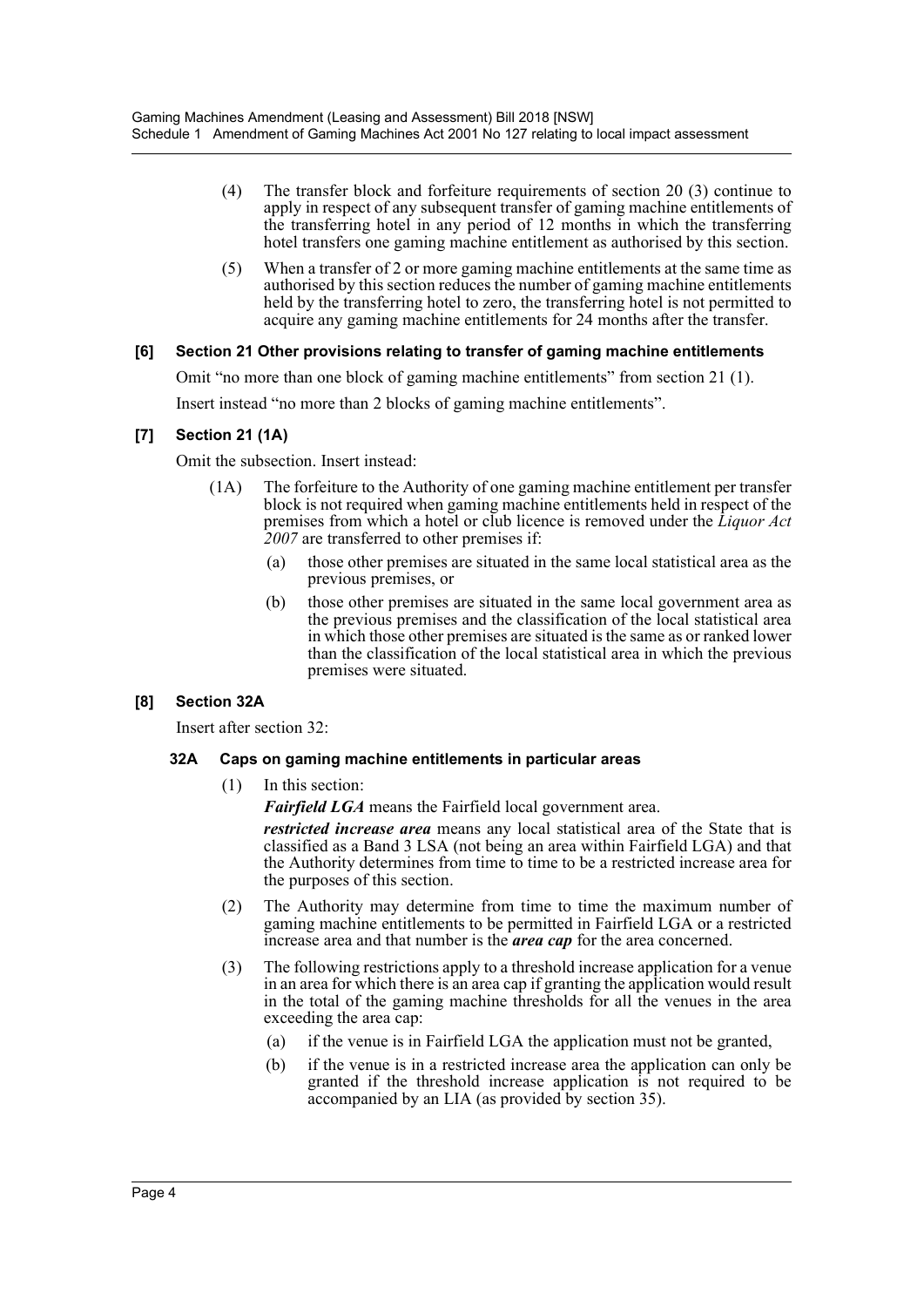(4) The transfer block and forfeiture requirements of section 20 (3) continue to apply in respect of any subsequent transfer of gaming machine entitlements of the transferring hotel in any period of 12 months in which the transferring hotel transfers one gaming machine entitlement as authorised by this section.

(5) When a transfer of 2 or more gaming machine entitlements at the same time as authorised by this section reduces the number of gaming machine entitlements held by the transferring hotel to zero, the transferring hotel is not permitted to acquire any gaming machine entitlements for 24 months after the transfer.

### [6] Section 21 Other provisions relating to transfer of gaming machine entitlements

Omit "no more than one block of gaming machine entitlements" from section 21 (1).

Insert instead "no more than 2 blocks of gaming machine entitlements".

### [7] Section 21 (1A)

Omit the subsection. Insert instead:

(1A) The forfeiture to the Authority of one gaming machine entitlement per transfer block is not required when gaming machine entitlements held in respect of the premises from which a hotel or club licence is removed under the *Liquor Act 2007* are transferred to other premises if:

(a) those other premises are situated in the same local statistical area as the previous premises, or

(b) those other premises are situated in the same local government area as the previous premises and the classification of the local statistical area in which those other premises are situated is the same as or ranked lower than the classification of the local statistical area in which the previous premises were situated.

### [8] Section 32A

Insert after section 32:

#### 32A Caps on gaming machine entitlements in particular areas

(1) In this section:

***Fairfield LGA*** means the Fairfield local government area.

***restricted increase area*** means any local statistical area of the State that is classified as a Band 3 LSA (not being an area within Fairfield LGA) and that the Authority determines from time to time to be a restricted increase area for the purposes of this section.

(2) The Authority may determine from time to time the maximum number of gaming machine entitlements to be permitted in Fairfield LGA or a restricted increase area and that number is the ***area cap*** for the area concerned.

(3) The following restrictions apply to a threshold increase application for a venue in an area for which there is an area cap if granting the application would result in the total of the gaming machine thresholds for all the venues in the area exceeding the area cap:

(a) if the venue is in Fairfield LGA the application must not be granted,

(b) if the venue is in a restricted increase area the application can only be granted if the threshold increase application is not required to be accompanied by an LIA (as provided by section 35).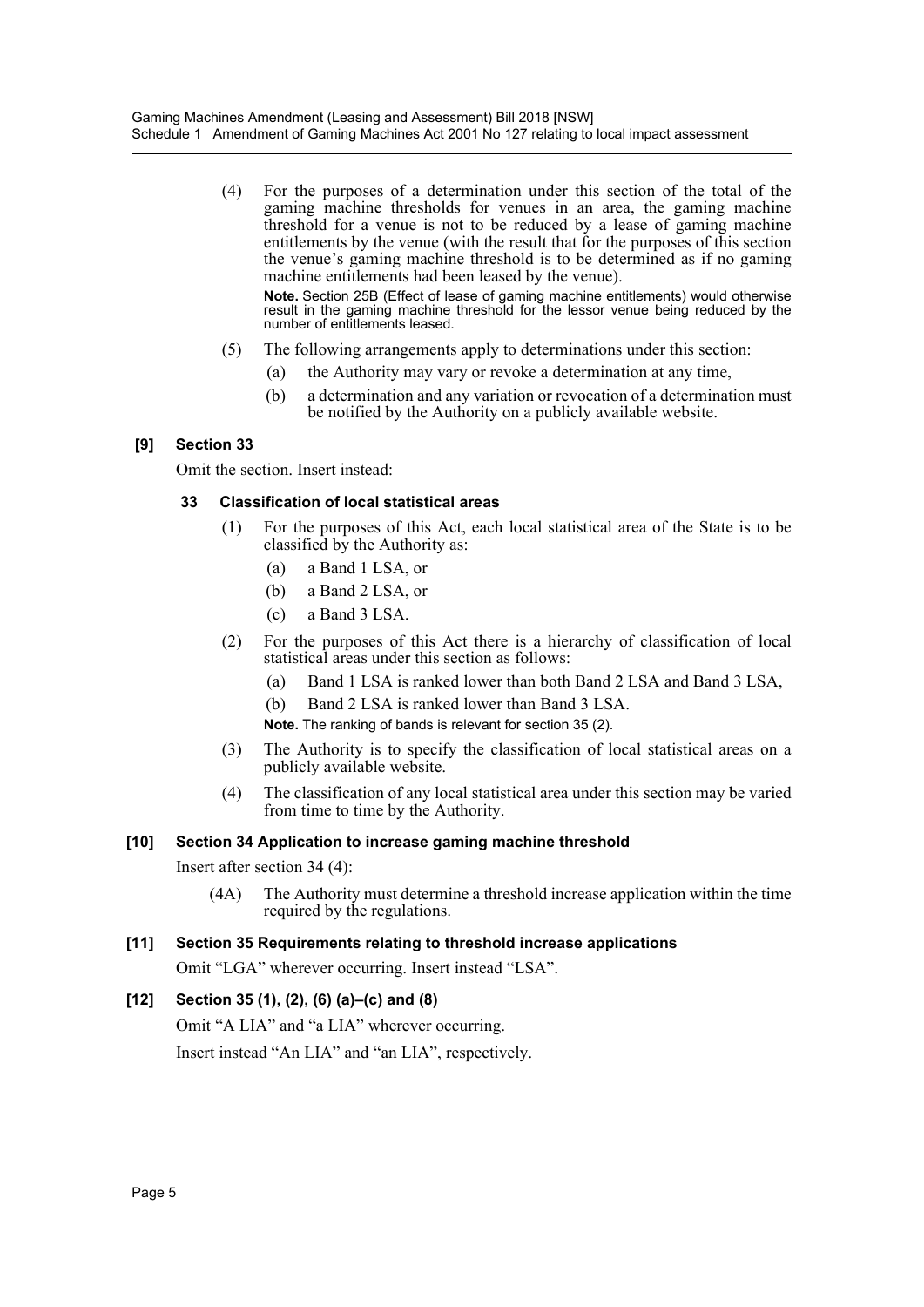(4) For the purposes of a determination under this section of the total of the gaming machine thresholds for venues in an area, the gaming machine threshold for a venue is not to be reduced by a lease of gaming machine entitlements by the venue (with the result that for the purposes of this section the venue's gaming machine threshold is to be determined as if no gaming machine entitlements had been leased by the venue).

**Note.** Section 25B (Effect of lease of gaming machine entitlements) would otherwise result in the gaming machine threshold for the lessor venue being reduced by the number of entitlements leased.

(5) The following arrangements apply to determinations under this section:

(a) the Authority may vary or revoke a determination at any time,

(b) a determination and any variation or revocation of a determination must be notified by the Authority on a publicly available website.

### [9] Section 33

Omit the section. Insert instead:

#### 33 Classification of local statistical areas

(1) For the purposes of this Act, each local statistical area of the State is to be classified by the Authority as:

(a) a Band 1 LSA, or

(b) a Band 2 LSA, or

(c) a Band 3 LSA.

(2) For the purposes of this Act there is a hierarchy of classification of local statistical areas under this section as follows:

(a) Band 1 LSA is ranked lower than both Band 2 LSA and Band 3 LSA,

(b) Band 2 LSA is ranked lower than Band 3 LSA.

**Note.** The ranking of bands is relevant for section 35 (2).

(3) The Authority is to specify the classification of local statistical areas on a publicly available website.

(4) The classification of any local statistical area under this section may be varied from time to time by the Authority.

### [10] Section 34 Application to increase gaming machine threshold

Insert after section 34 (4):

(4A) The Authority must determine a threshold increase application within the time required by the regulations.

### [11] Section 35 Requirements relating to threshold increase applications

Omit "LGA" wherever occurring. Insert instead "LSA".

### [12] Section 35 (1), (2), (6) (a)–(c) and (8)

Omit "A LIA" and "a LIA" wherever occurring.

Insert instead "An LIA" and "an LIA", respectively.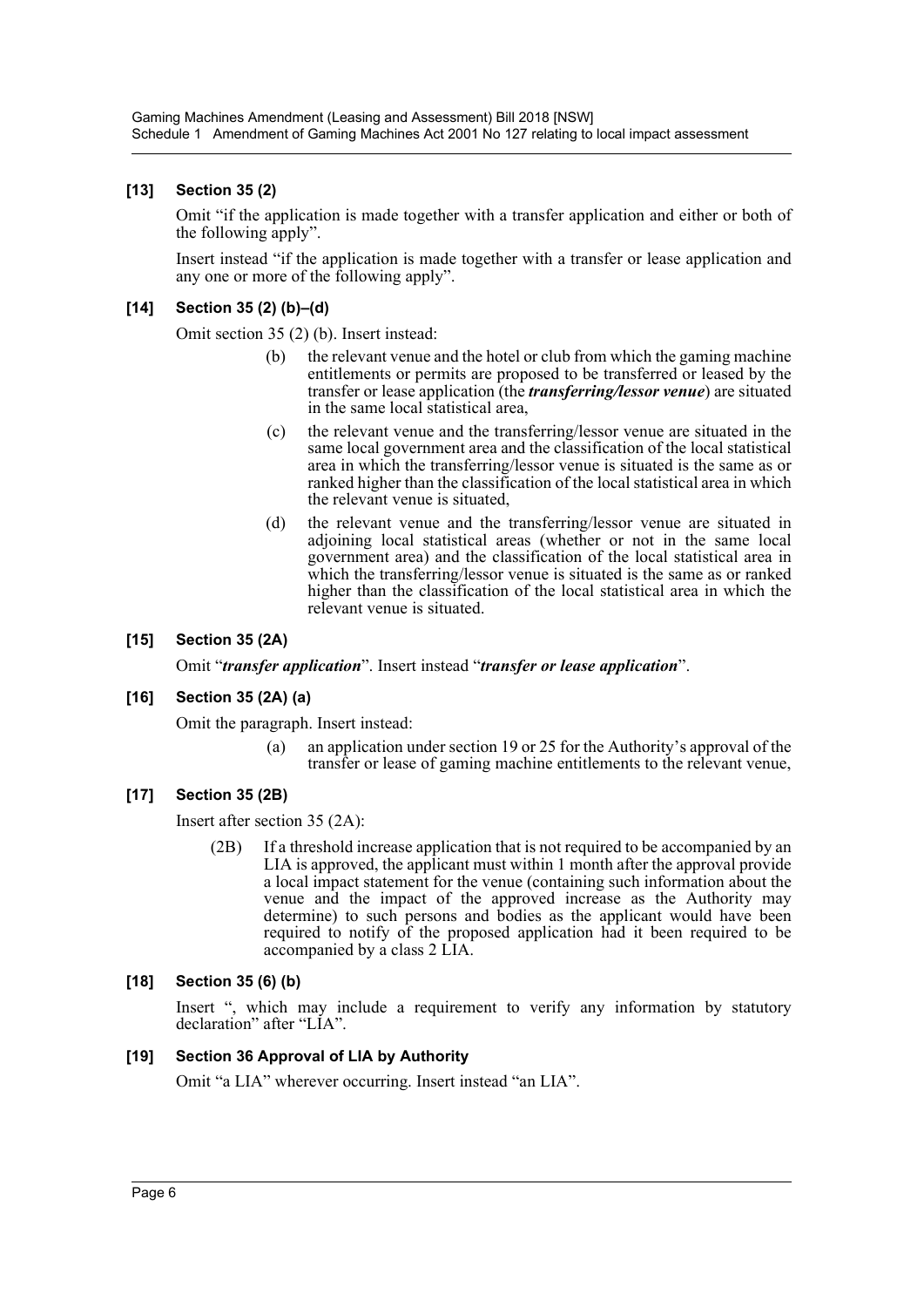### [13] Section 35 (2)

Omit "if the application is made together with a transfer application and either or both of the following apply".

Insert instead "if the application is made together with a transfer or lease application and any one or more of the following apply".

### [14] Section 35 (2) (b)–(d)

Omit section 35 (2) (b). Insert instead:

> (b) the relevant venue and the hotel or club from which the gaming machine entitlements or permits are proposed to be transferred or leased by the transfer or lease application (the ***transferring/lessor venue***) are situated in the same local statistical area,
>
> (c) the relevant venue and the transferring/lessor venue are situated in the same local government area and the classification of the local statistical area in which the transferring/lessor venue is situated is the same as or ranked higher than the classification of the local statistical area in which the relevant venue is situated,
>
> (d) the relevant venue and the transferring/lessor venue are situated in adjoining local statistical areas (whether or not in the same local government area) and the classification of the local statistical area in which the transferring/lessor venue is situated is the same as or ranked higher than the classification of the local statistical area in which the relevant venue is situated.

### [15] Section 35 (2A)

Omit "***transfer application***". Insert instead "***transfer or lease application***".

### [16] Section 35 (2A) (a)

Omit the paragraph. Insert instead:

> (a) an application under section 19 or 25 for the Authority's approval of the transfer or lease of gaming machine entitlements to the relevant venue,

### [17] Section 35 (2B)

Insert after section 35 (2A):

> (2B) If a threshold increase application that is not required to be accompanied by an LIA is approved, the applicant must within 1 month after the approval provide a local impact statement for the venue (containing such information about the venue and the impact of the approved increase as the Authority may determine) to such persons and bodies as the applicant would have been required to notify of the proposed application had it been required to be accompanied by a class 2 LIA.

### [18] Section 35 (6) (b)

Insert ", which may include a requirement to verify any information by statutory declaration" after "LIA".

### [19] Section 36 Approval of LIA by Authority

Omit "a LIA" wherever occurring. Insert instead "an LIA".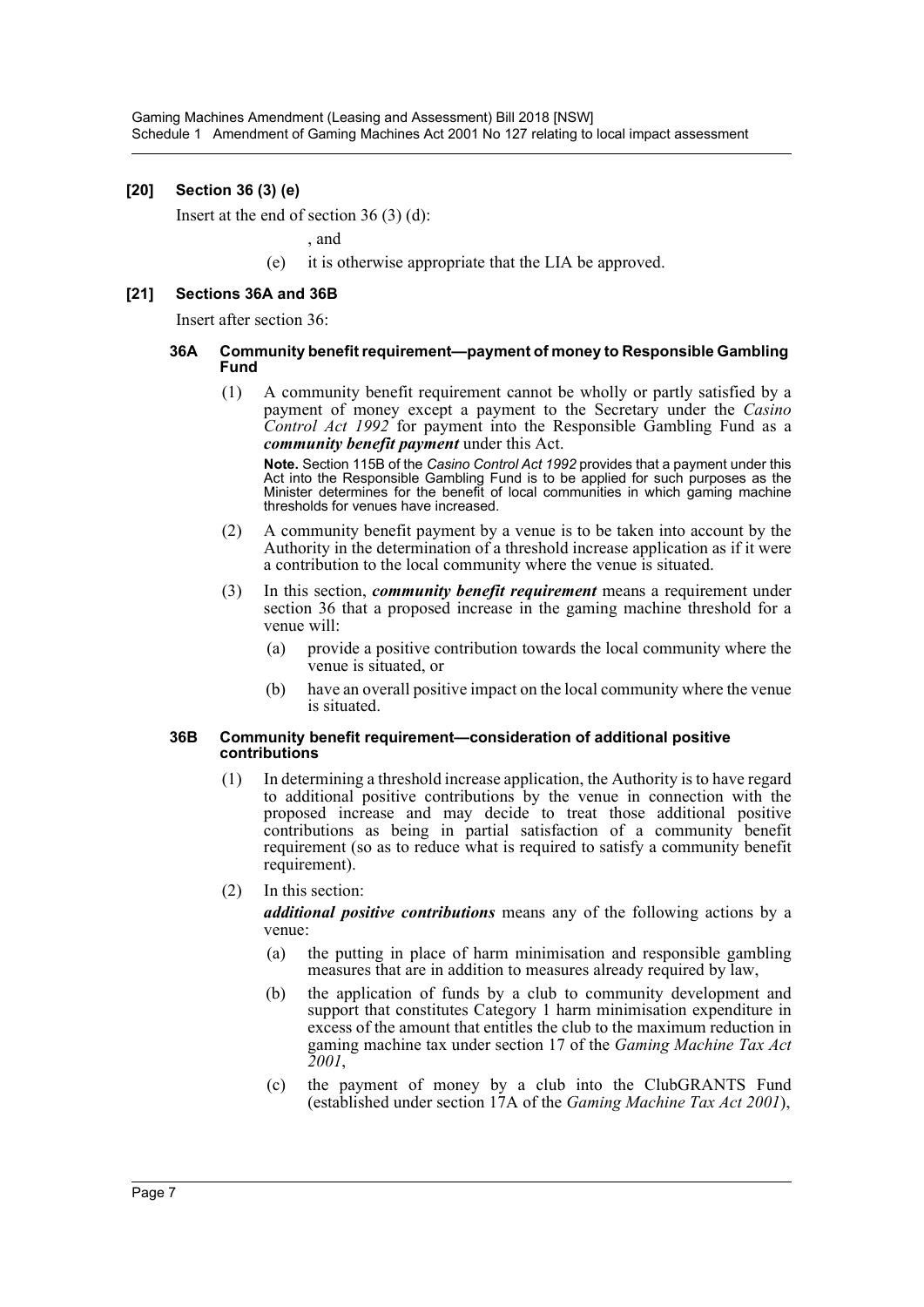### [20] Section 36 (3) (e)

Insert at the end of section 36 (3) (d):

, and

(e) it is otherwise appropriate that the LIA be approved.

### [21] Sections 36A and 36B

Insert after section 36:

#### 36A Community benefit requirement—payment of money to Responsible Gambling Fund

(1) A community benefit requirement cannot be wholly or partly satisfied by a payment of money except a payment to the Secretary under the *Casino Control Act 1992* for payment into the Responsible Gambling Fund as a ***community benefit payment*** under this Act.

**Note.** Section 115B of the *Casino Control Act 1992* provides that a payment under this Act into the Responsible Gambling Fund is to be applied for such purposes as the Minister determines for the benefit of local communities in which gaming machine thresholds for venues have increased.

(2) A community benefit payment by a venue is to be taken into account by the Authority in the determination of a threshold increase application as if it were a contribution to the local community where the venue is situated.

(3) In this section, ***community benefit requirement*** means a requirement under section 36 that a proposed increase in the gaming machine threshold for a venue will:

(a) provide a positive contribution towards the local community where the venue is situated, or

(b) have an overall positive impact on the local community where the venue is situated.

#### 36B Community benefit requirement—consideration of additional positive contributions

(1) In determining a threshold increase application, the Authority is to have regard to additional positive contributions by the venue in connection with the proposed increase and may decide to treat those additional positive contributions as being in partial satisfaction of a community benefit requirement (so as to reduce what is required to satisfy a community benefit requirement).

(2) In this section:

***additional positive contributions*** means any of the following actions by a venue:

(a) the putting in place of harm minimisation and responsible gambling measures that are in addition to measures already required by law,

(b) the application of funds by a club to community development and support that constitutes Category 1 harm minimisation expenditure in excess of the amount that entitles the club to the maximum reduction in gaming machine tax under section 17 of the *Gaming Machine Tax Act 2001*,

(c) the payment of money by a club into the ClubGRANTS Fund (established under section 17A of the *Gaming Machine Tax Act 2001*),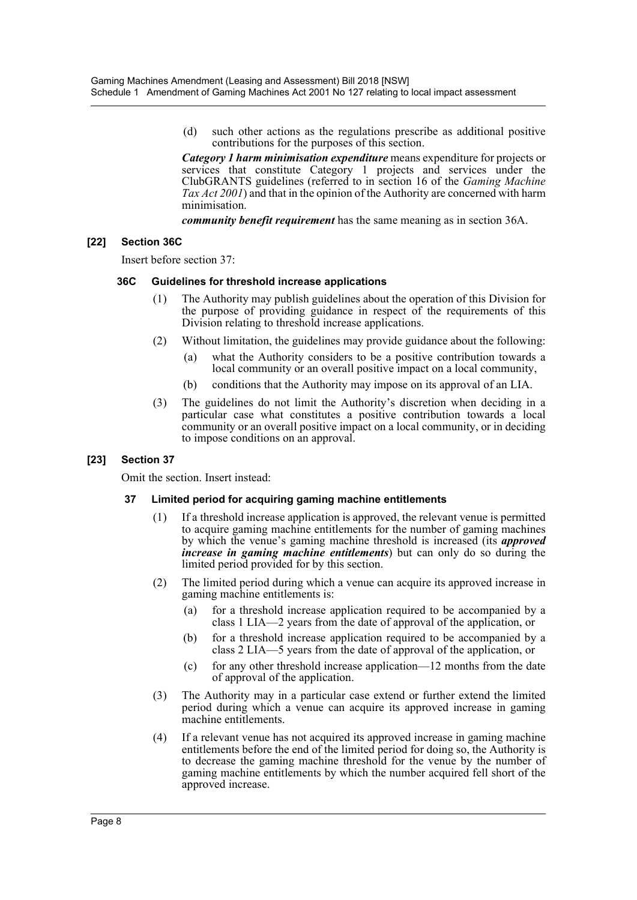(d) such other actions as the regulations prescribe as additional positive contributions for the purposes of this section.

***Category 1 harm minimisation expenditure*** means expenditure for projects or services that constitute Category 1 projects and services under the ClubGRANTS guidelines (referred to in section 16 of the *Gaming Machine Tax Act 2001*) and that in the opinion of the Authority are concerned with harm minimisation.

***community benefit requirement*** has the same meaning as in section 36A.

### [22] Section 36C

Insert before section 37:

#### 36C Guidelines for threshold increase applications

(1) The Authority may publish guidelines about the operation of this Division for the purpose of providing guidance in respect of the requirements of this Division relating to threshold increase applications.

(2) Without limitation, the guidelines may provide guidance about the following:

(a) what the Authority considers to be a positive contribution towards a local community or an overall positive impact on a local community,

(b) conditions that the Authority may impose on its approval of an LIA.

(3) The guidelines do not limit the Authority's discretion when deciding in a particular case what constitutes a positive contribution towards a local community or an overall positive impact on a local community, or in deciding to impose conditions on an approval.

### [23] Section 37

Omit the section. Insert instead:

#### 37 Limited period for acquiring gaming machine entitlements

(1) If a threshold increase application is approved, the relevant venue is permitted to acquire gaming machine entitlements for the number of gaming machines by which the venue's gaming machine threshold is increased (its ***approved increase in gaming machine entitlements***) but can only do so during the limited period provided for by this section.

(2) The limited period during which a venue can acquire its approved increase in gaming machine entitlements is:

(a) for a threshold increase application required to be accompanied by a class 1 LIA—2 years from the date of approval of the application, or

(b) for a threshold increase application required to be accompanied by a class 2 LIA—5 years from the date of approval of the application, or

(c) for any other threshold increase application—12 months from the date of approval of the application.

(3) The Authority may in a particular case extend or further extend the limited period during which a venue can acquire its approved increase in gaming machine entitlements.

(4) If a relevant venue has not acquired its approved increase in gaming machine entitlements before the end of the limited period for doing so, the Authority is to decrease the gaming machine threshold for the venue by the number of gaming machine entitlements by which the number acquired fell short of the approved increase.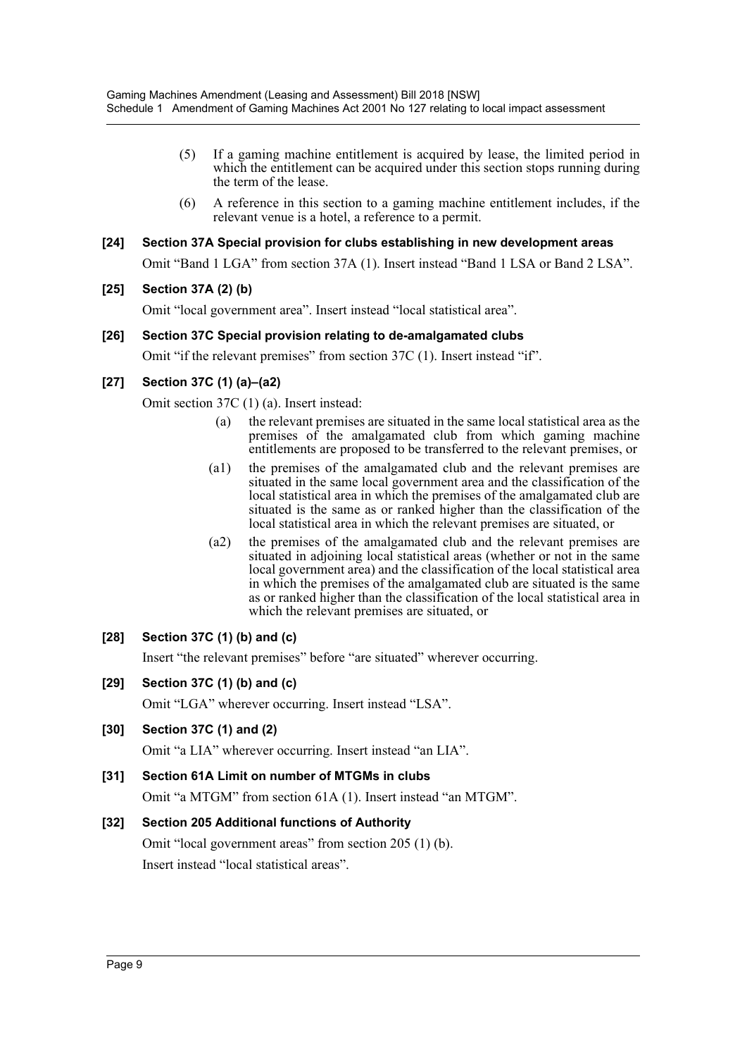(5) If a gaming machine entitlement is acquired by lease, the limited period in which the entitlement can be acquired under this section stops running during the term of the lease.

(6) A reference in this section to a gaming machine entitlement includes, if the relevant venue is a hotel, a reference to a permit.

### [24] Section 37A Special provision for clubs establishing in new development areas

Omit "Band 1 LGA" from section 37A (1). Insert instead "Band 1 LSA or Band 2 LSA".

### [25] Section 37A (2) (b)

Omit "local government area". Insert instead "local statistical area".

### [26] Section 37C Special provision relating to de-amalgamated clubs

Omit "if the relevant premises" from section 37C (1). Insert instead "if".

### [27] Section 37C (1) (a)–(a2)

Omit section 37C (1) (a). Insert instead:

(a) the relevant premises are situated in the same local statistical area as the premises of the amalgamated club from which gaming machine entitlements are proposed to be transferred to the relevant premises, or

(a1) the premises of the amalgamated club and the relevant premises are situated in the same local government area and the classification of the local statistical area in which the premises of the amalgamated club are situated is the same as or ranked higher than the classification of the local statistical area in which the relevant premises are situated, or

(a2) the premises of the amalgamated club and the relevant premises are situated in adjoining local statistical areas (whether or not in the same local government area) and the classification of the local statistical area in which the premises of the amalgamated club are situated is the same as or ranked higher than the classification of the local statistical area in which the relevant premises are situated, or

### [28] Section 37C (1) (b) and (c)

Insert "the relevant premises" before "are situated" wherever occurring.

### [29] Section 37C (1) (b) and (c)

Omit "LGA" wherever occurring. Insert instead "LSA".

### [30] Section 37C (1) and (2)

Omit "a LIA" wherever occurring. Insert instead "an LIA".

### [31] Section 61A Limit on number of MTGMs in clubs

Omit "a MTGM" from section 61A (1). Insert instead "an MTGM".

### [32] Section 205 Additional functions of Authority

Omit "local government areas" from section 205 (1) (b).

Insert instead "local statistical areas".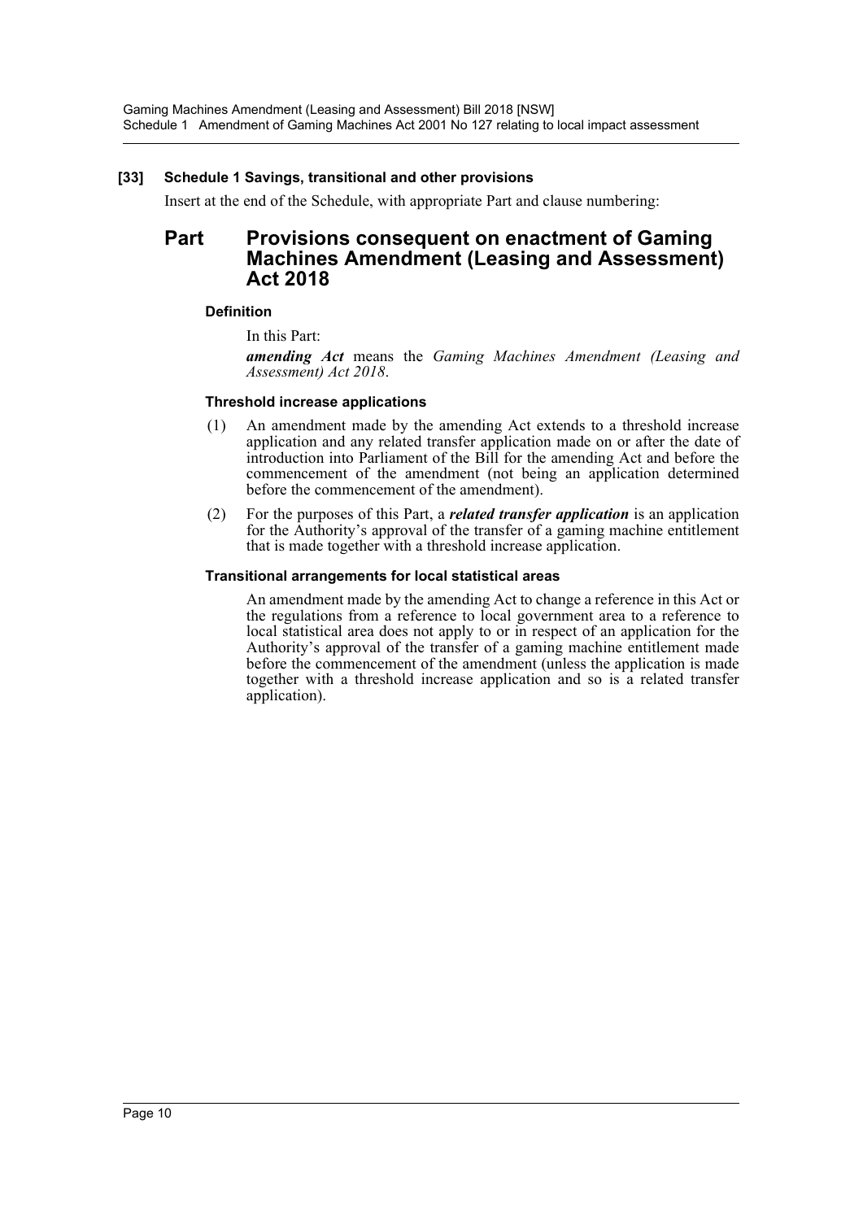### [33] Schedule 1 Savings, transitional and other provisions

Insert at the end of the Schedule, with appropriate Part and clause numbering:

## Part Provisions consequent on enactment of Gaming Machines Amendment (Leasing and Assessment) Act 2018

#### Definition

In this Part:

***amending Act*** means the *Gaming Machines Amendment (Leasing and Assessment) Act 2018*.

#### Threshold increase applications

(1) An amendment made by the amending Act extends to a threshold increase application and any related transfer application made on or after the date of introduction into Parliament of the Bill for the amending Act and before the commencement of the amendment (not being an application determined before the commencement of the amendment).

(2) For the purposes of this Part, a ***related transfer application*** is an application for the Authority's approval of the transfer of a gaming machine entitlement that is made together with a threshold increase application.

#### Transitional arrangements for local statistical areas

An amendment made by the amending Act to change a reference in this Act or the regulations from a reference to local government area to a reference to local statistical area does not apply to or in respect of an application for the Authority's approval of the transfer of a gaming machine entitlement made before the commencement of the amendment (unless the application is made together with a threshold increase application and so is a related transfer application).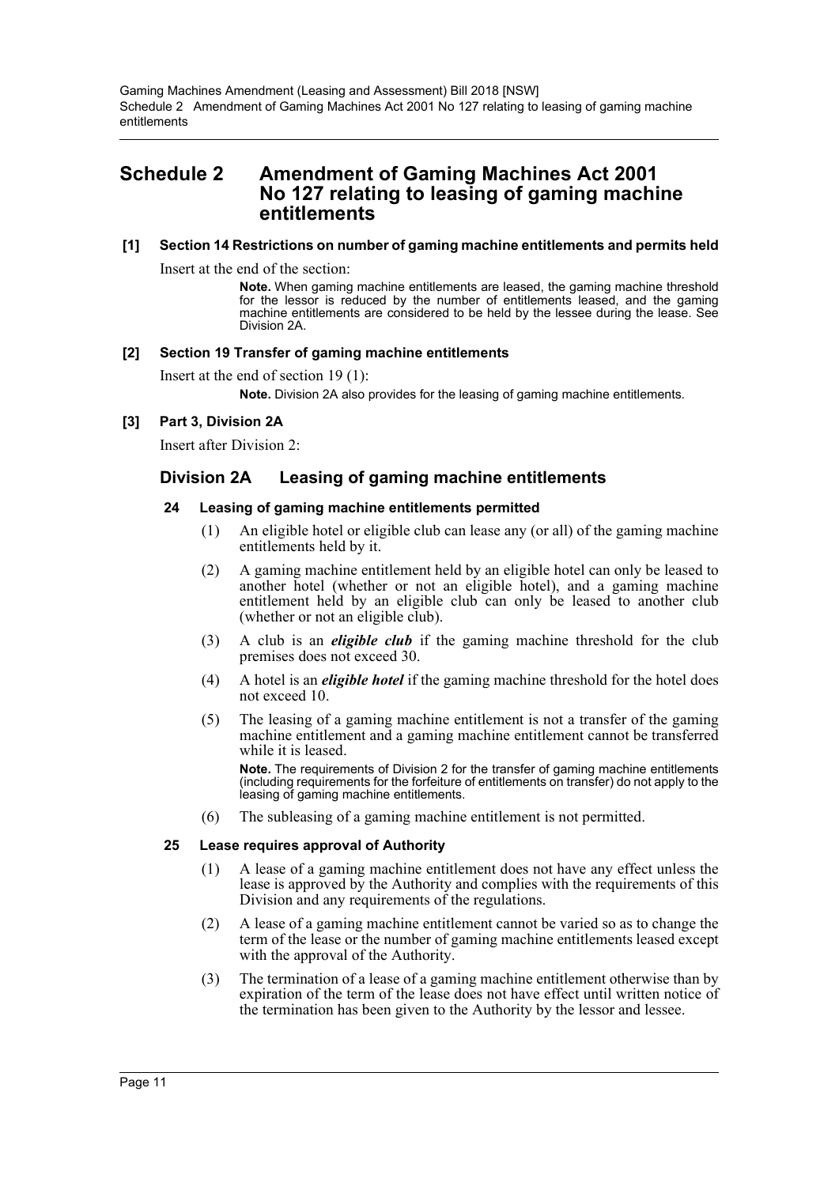# Schedule 2 Amendment of Gaming Machines Act 2001 No 127 relating to leasing of gaming machine entitlements

**[1] Section 14 Restrictions on number of gaming machine entitlements and permits held**

Insert at the end of the section:

> **Note.** When gaming machine entitlements are leased, the gaming machine threshold for the lessor is reduced by the number of entitlements leased, and the gaming machine entitlements are considered to be held by the lessee during the lease. See Division 2A.

**[2] Section 19 Transfer of gaming machine entitlements**

Insert at the end of section 19 (1):

> **Note.** Division 2A also provides for the leasing of gaming machine entitlements.

**[3] Part 3, Division 2A**

Insert after Division 2:

## Division 2A Leasing of gaming machine entitlements

### 24 Leasing of gaming machine entitlements permitted

(1) An eligible hotel or eligible club can lease any (or all) of the gaming machine entitlements held by it.

(2) A gaming machine entitlement held by an eligible hotel can only be leased to another hotel (whether or not an eligible hotel), and a gaming machine entitlement held by an eligible club can only be leased to another club (whether or not an eligible club).

(3) A club is an ***eligible club*** if the gaming machine threshold for the club premises does not exceed 30.

(4) A hotel is an ***eligible hotel*** if the gaming machine threshold for the hotel does not exceed 10.

(5) The leasing of a gaming machine entitlement is not a transfer of the gaming machine entitlement and a gaming machine entitlement cannot be transferred while it is leased.

> **Note.** The requirements of Division 2 for the transfer of gaming machine entitlements (including requirements for the forfeiture of entitlements on transfer) do not apply to the leasing of gaming machine entitlements.

(6) The subleasing of a gaming machine entitlement is not permitted.

### 25 Lease requires approval of Authority

(1) A lease of a gaming machine entitlement does not have any effect unless the lease is approved by the Authority and complies with the requirements of this Division and any requirements of the regulations.

(2) A lease of a gaming machine entitlement cannot be varied so as to change the term of the lease or the number of gaming machine entitlements leased except with the approval of the Authority.

(3) The termination of a lease of a gaming machine entitlement otherwise than by expiration of the term of the lease does not have effect until written notice of the termination has been given to the Authority by the lessor and lessee.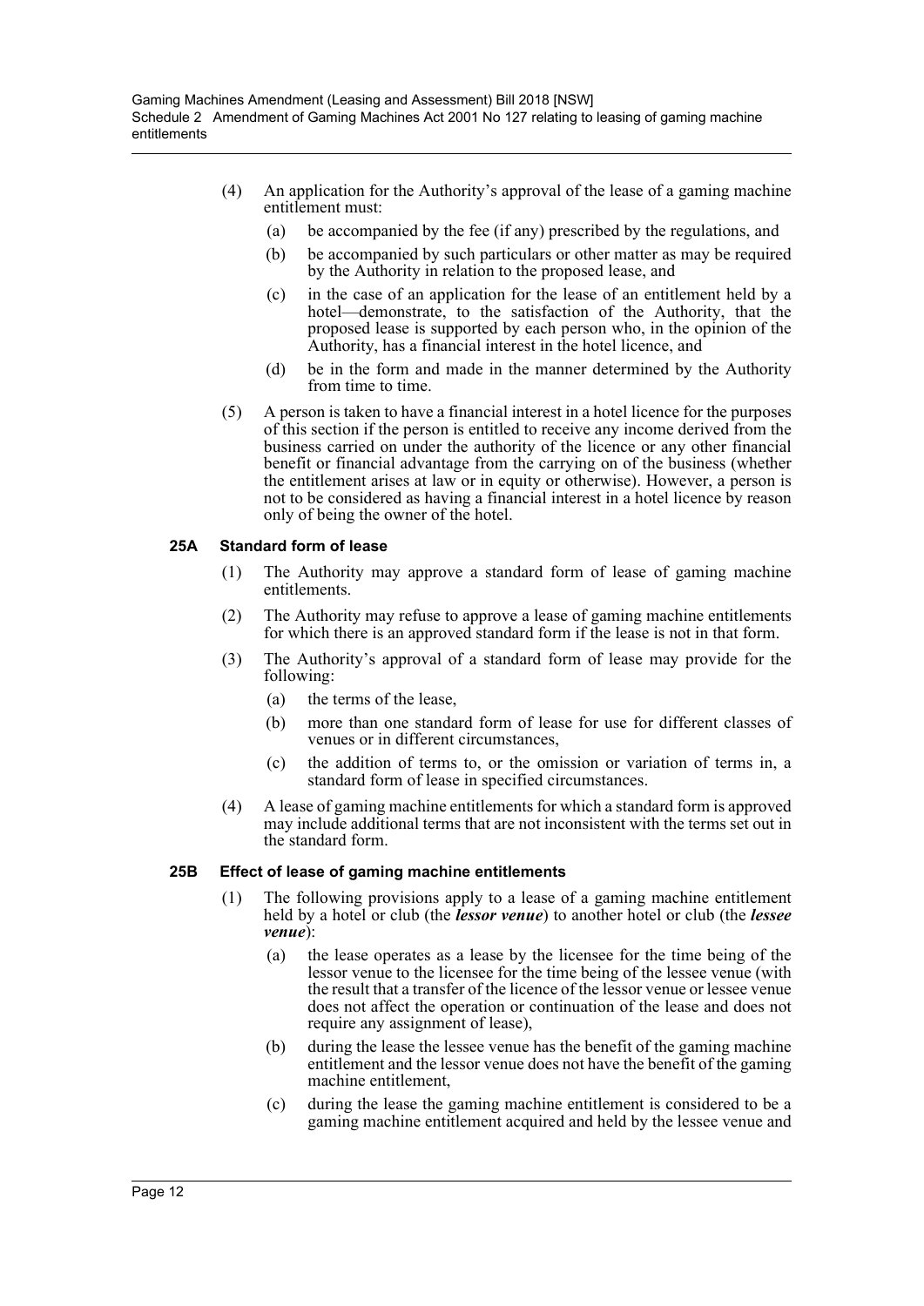(4) An application for the Authority's approval of the lease of a gaming machine entitlement must:

  (a) be accompanied by the fee (if any) prescribed by the regulations, and

  (b) be accompanied by such particulars or other matter as may be required by the Authority in relation to the proposed lease, and

  (c) in the case of an application for the lease of an entitlement held by a hotel—demonstrate, to the satisfaction of the Authority, that the proposed lease is supported by each person who, in the opinion of the Authority, has a financial interest in the hotel licence, and

  (d) be in the form and made in the manner determined by the Authority from time to time.

(5) A person is taken to have a financial interest in a hotel licence for the purposes of this section if the person is entitled to receive any income derived from the business carried on under the authority of the licence or any other financial benefit or financial advantage from the carrying on of the business (whether the entitlement arises at law or in equity or otherwise). However, a person is not to be considered as having a financial interest in a hotel licence by reason only of being the owner of the hotel.

### 25A Standard form of lease

(1) The Authority may approve a standard form of lease of gaming machine entitlements.

(2) The Authority may refuse to approve a lease of gaming machine entitlements for which there is an approved standard form if the lease is not in that form.

(3) The Authority's approval of a standard form of lease may provide for the following:

  (a) the terms of the lease,

  (b) more than one standard form of lease for use for different classes of venues or in different circumstances,

  (c) the addition of terms to, or the omission or variation of terms in, a standard form of lease in specified circumstances.

(4) A lease of gaming machine entitlements for which a standard form is approved may include additional terms that are not inconsistent with the terms set out in the standard form.

### 25B Effect of lease of gaming machine entitlements

(1) The following provisions apply to a lease of a gaming machine entitlement held by a hotel or club (the ***lessor venue***) to another hotel or club (the ***lessee venue***):

  (a) the lease operates as a lease by the licensee for the time being of the lessor venue to the licensee for the time being of the lessee venue (with the result that a transfer of the licence of the lessor venue or lessee venue does not affect the operation or continuation of the lease and does not require any assignment of lease),

  (b) during the lease the lessee venue has the benefit of the gaming machine entitlement and the lessor venue does not have the benefit of the gaming machine entitlement,

  (c) during the lease the gaming machine entitlement is considered to be a gaming machine entitlement acquired and held by the lessee venue and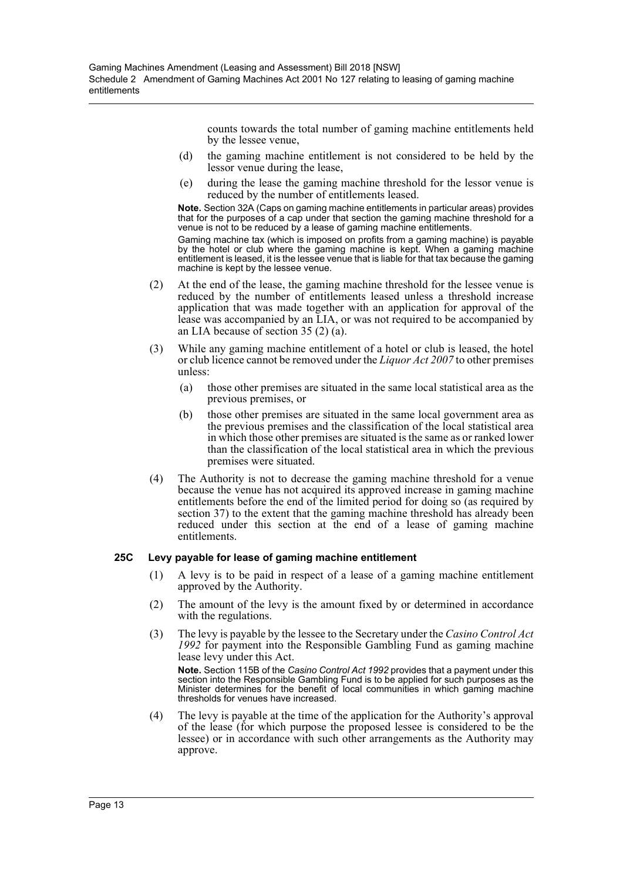counts towards the total number of gaming machine entitlements held by the lessee venue,

(d) the gaming machine entitlement is not considered to be held by the lessor venue during the lease,

(e) during the lease the gaming machine threshold for the lessor venue is reduced by the number of entitlements leased.

**Note.** Section 32A (Caps on gaming machine entitlements in particular areas) provides that for the purposes of a cap under that section the gaming machine threshold for a venue is not to be reduced by a lease of gaming machine entitlements.

Gaming machine tax (which is imposed on profits from a gaming machine) is payable by the hotel or club where the gaming machine is kept. When a gaming machine entitlement is leased, it is the lessee venue that is liable for that tax because the gaming machine is kept by the lessee venue.

(2) At the end of the lease, the gaming machine threshold for the lessee venue is reduced by the number of entitlements leased unless a threshold increase application that was made together with an application for approval of the lease was accompanied by an LIA, or was not required to be accompanied by an LIA because of section 35 (2) (a).

(3) While any gaming machine entitlement of a hotel or club is leased, the hotel or club licence cannot be removed under the *Liquor Act 2007* to other premises unless:

(a) those other premises are situated in the same local statistical area as the previous premises, or

(b) those other premises are situated in the same local government area as the previous premises and the classification of the local statistical area in which those other premises are situated is the same as or ranked lower than the classification of the local statistical area in which the previous premises were situated.

(4) The Authority is not to decrease the gaming machine threshold for a venue because the venue has not acquired its approved increase in gaming machine entitlements before the end of the limited period for doing so (as required by section 37) to the extent that the gaming machine threshold has already been reduced under this section at the end of a lease of gaming machine entitlements.

### 25C Levy payable for lease of gaming machine entitlement

(1) A levy is to be paid in respect of a lease of a gaming machine entitlement approved by the Authority.

(2) The amount of the levy is the amount fixed by or determined in accordance with the regulations.

(3) The levy is payable by the lessee to the Secretary under the *Casino Control Act 1992* for payment into the Responsible Gambling Fund as gaming machine lease levy under this Act.

**Note.** Section 115B of the *Casino Control Act 1992* provides that a payment under this section into the Responsible Gambling Fund is to be applied for such purposes as the Minister determines for the benefit of local communities in which gaming machine thresholds for venues have increased.

(4) The levy is payable at the time of the application for the Authority's approval of the lease (for which purpose the proposed lessee is considered to be the lessee) or in accordance with such other arrangements as the Authority may approve.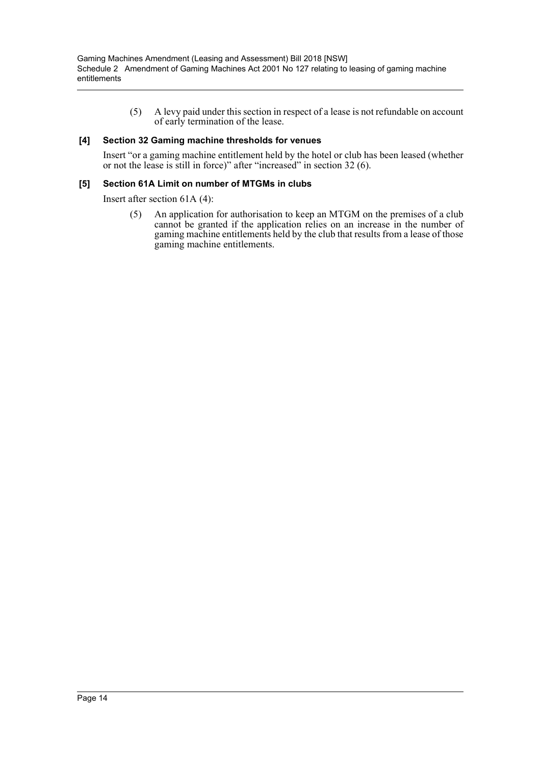(5) A levy paid under this section in respect of a lease is not refundable on account of early termination of the lease.

**[4] Section 32 Gaming machine thresholds for venues**

Insert "or a gaming machine entitlement held by the hotel or club has been leased (whether or not the lease is still in force)" after "increased" in section 32 (6).

**[5] Section 61A Limit on number of MTGMs in clubs**

Insert after section 61A (4):

(5) An application for authorisation to keep an MTGM on the premises of a club cannot be granted if the application relies on an increase in the number of gaming machine entitlements held by the club that results from a lease of those gaming machine entitlements.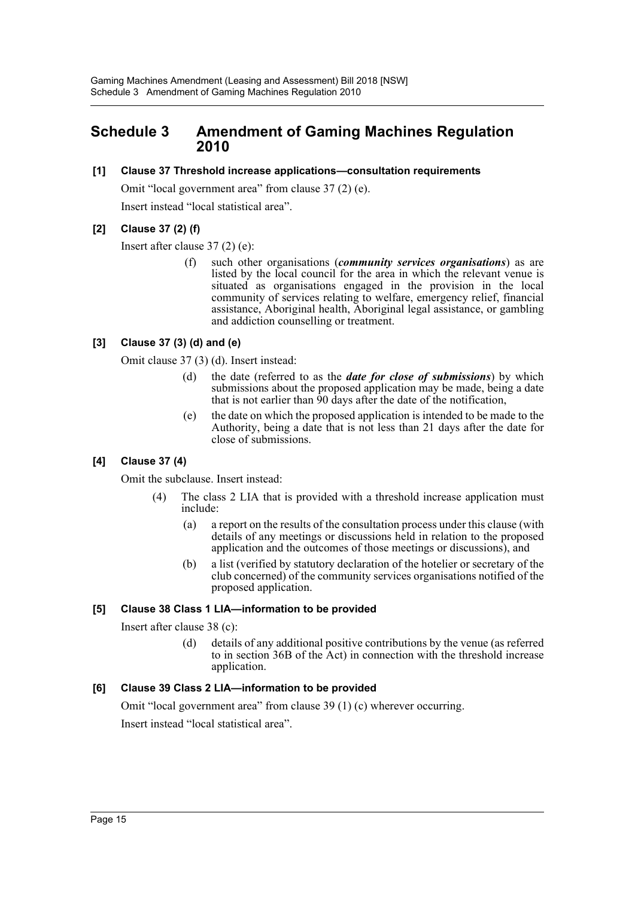## Schedule 3 Amendment of Gaming Machines Regulation 2010

**[1] Clause 37 Threshold increase applications—consultation requirements**

Omit "local government area" from clause 37 (2) (e).

Insert instead "local statistical area".

**[2] Clause 37 (2) (f)**

Insert after clause 37 (2) (e):

> (f) such other organisations (***community services organisations***) as are listed by the local council for the area in which the relevant venue is situated as organisations engaged in the provision in the local community of services relating to welfare, emergency relief, financial assistance, Aboriginal health, Aboriginal legal assistance, or gambling and addiction counselling or treatment.

**[3] Clause 37 (3) (d) and (e)**

Omit clause 37 (3) (d). Insert instead:

> (d) the date (referred to as the ***date for close of submissions***) by which submissions about the proposed application may be made, being a date that is not earlier than 90 days after the date of the notification,
>
> (e) the date on which the proposed application is intended to be made to the Authority, being a date that is not less than 21 days after the date for close of submissions.

**[4] Clause 37 (4)**

Omit the subclause. Insert instead:

> (4) The class 2 LIA that is provided with a threshold increase application must include:
>
> (a) a report on the results of the consultation process under this clause (with details of any meetings or discussions held in relation to the proposed application and the outcomes of those meetings or discussions), and
>
> (b) a list (verified by statutory declaration of the hotelier or secretary of the club concerned) of the community services organisations notified of the proposed application.

**[5] Clause 38 Class 1 LIA—information to be provided**

Insert after clause 38 (c):

> (d) details of any additional positive contributions by the venue (as referred to in section 36B of the Act) in connection with the threshold increase application.

**[6] Clause 39 Class 2 LIA—information to be provided**

Omit "local government area" from clause 39 (1) (c) wherever occurring.

Insert instead "local statistical area".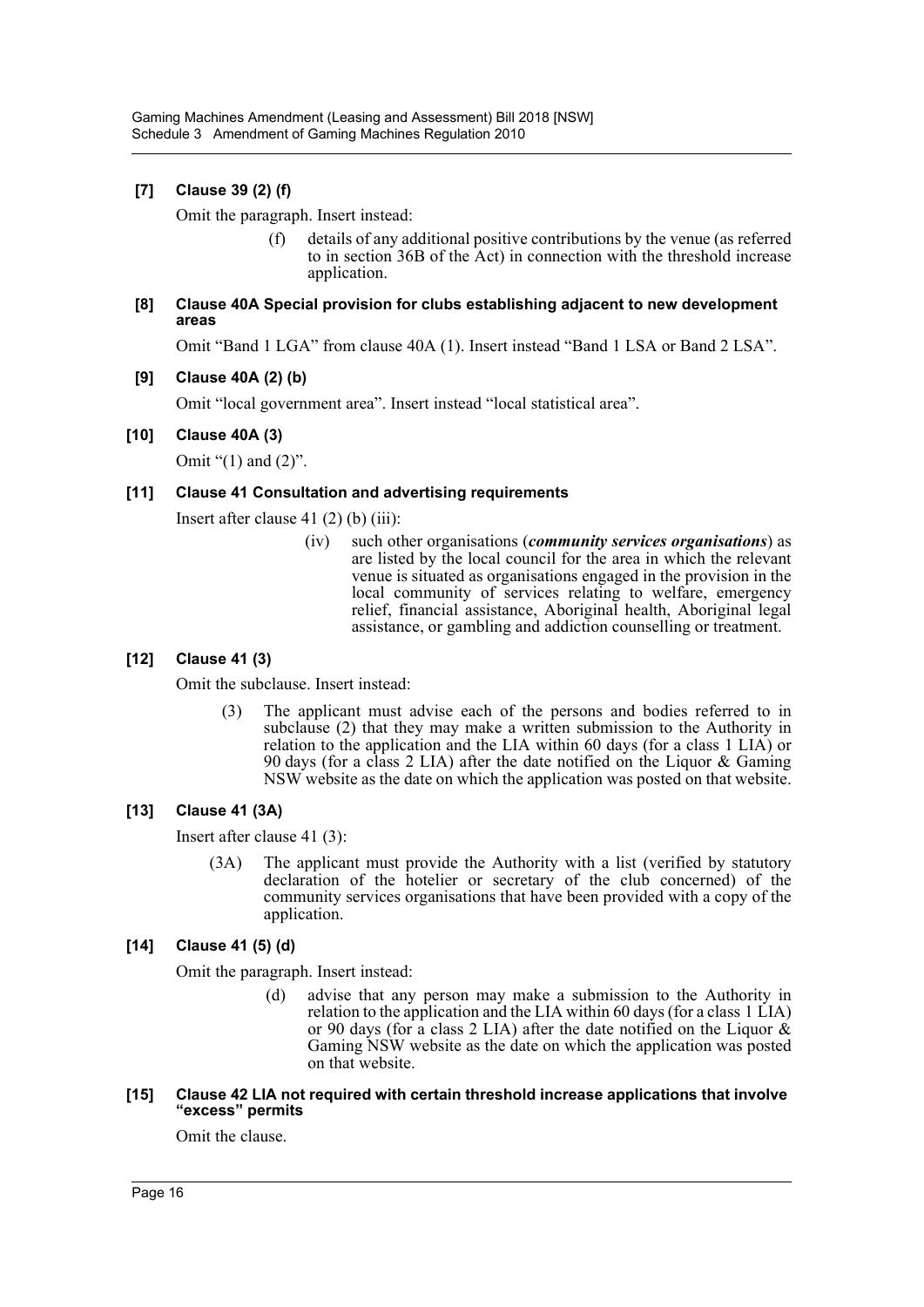**[7] Clause 39 (2) (f)**

Omit the paragraph. Insert instead:

> (f) details of any additional positive contributions by the venue (as referred to in section 36B of the Act) in connection with the threshold increase application.

**[8] Clause 40A Special provision for clubs establishing adjacent to new development areas**

Omit "Band 1 LGA" from clause 40A (1). Insert instead "Band 1 LSA or Band 2 LSA".

**[9] Clause 40A (2) (b)**

Omit "local government area". Insert instead "local statistical area".

**[10] Clause 40A (3)**

Omit "(1) and (2)".

**[11] Clause 41 Consultation and advertising requirements**

Insert after clause 41 (2) (b) (iii):

> (iv) such other organisations (***community services organisations***) as are listed by the local council for the area in which the relevant venue is situated as organisations engaged in the provision in the local community of services relating to welfare, emergency relief, financial assistance, Aboriginal health, Aboriginal legal assistance, or gambling and addiction counselling or treatment.

**[12] Clause 41 (3)**

Omit the subclause. Insert instead:

> (3) The applicant must advise each of the persons and bodies referred to in subclause (2) that they may make a written submission to the Authority in relation to the application and the LIA within 60 days (for a class 1 LIA) or 90 days (for a class 2 LIA) after the date notified on the Liquor & Gaming NSW website as the date on which the application was posted on that website.

**[13] Clause 41 (3A)**

Insert after clause 41 (3):

> (3A) The applicant must provide the Authority with a list (verified by statutory declaration of the hotelier or secretary of the club concerned) of the community services organisations that have been provided with a copy of the application.

**[14] Clause 41 (5) (d)**

Omit the paragraph. Insert instead:

> (d) advise that any person may make a submission to the Authority in relation to the application and the LIA within 60 days (for a class 1 LIA) or 90 days (for a class 2 LIA) after the date notified on the Liquor & Gaming NSW website as the date on which the application was posted on that website.

**[15] Clause 42 LIA not required with certain threshold increase applications that involve "excess" permits**

Omit the clause.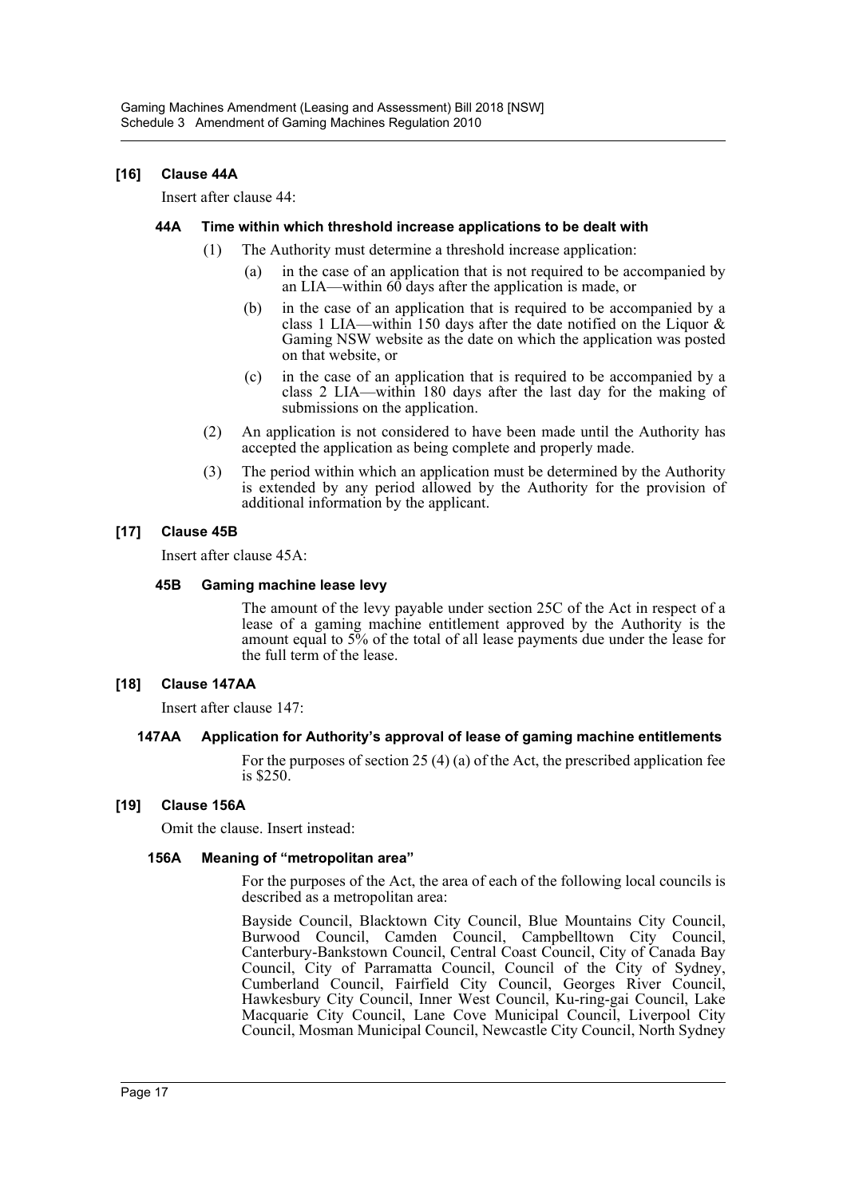**[16] Clause 44A**

Insert after clause 44:

**44A Time within which threshold increase applications to be dealt with**

(1) The Authority must determine a threshold increase application:

(a) in the case of an application that is not required to be accompanied by an LIA—within 60 days after the application is made, or

(b) in the case of an application that is required to be accompanied by a class 1 LIA—within 150 days after the date notified on the Liquor & Gaming NSW website as the date on which the application was posted on that website, or

(c) in the case of an application that is required to be accompanied by a class 2 LIA—within 180 days after the last day for the making of submissions on the application.

(2) An application is not considered to have been made until the Authority has accepted the application as being complete and properly made.

(3) The period within which an application must be determined by the Authority is extended by any period allowed by the Authority for the provision of additional information by the applicant.

**[17] Clause 45B**

Insert after clause 45A:

**45B Gaming machine lease levy**

The amount of the levy payable under section 25C of the Act in respect of a lease of a gaming machine entitlement approved by the Authority is the amount equal to 5% of the total of all lease payments due under the lease for the full term of the lease.

**[18] Clause 147AA**

Insert after clause 147:

**147AA Application for Authority's approval of lease of gaming machine entitlements**

For the purposes of section 25 (4) (a) of the Act, the prescribed application fee is $250.

**[19] Clause 156A**

Omit the clause. Insert instead:

**156A Meaning of "metropolitan area"**

For the purposes of the Act, the area of each of the following local councils is described as a metropolitan area:

Bayside Council, Blacktown City Council, Blue Mountains City Council, Burwood Council, Camden Council, Campbelltown City Council, Canterbury-Bankstown Council, Central Coast Council, City of Canada Bay Council, City of Parramatta Council, Council of the City of Sydney, Cumberland Council, Fairfield City Council, Georges River Council, Hawkesbury City Council, Inner West Council, Ku-ring-gai Council, Lake Macquarie City Council, Lane Cove Municipal Council, Liverpool City Council, Mosman Municipal Council, Newcastle City Council, North Sydney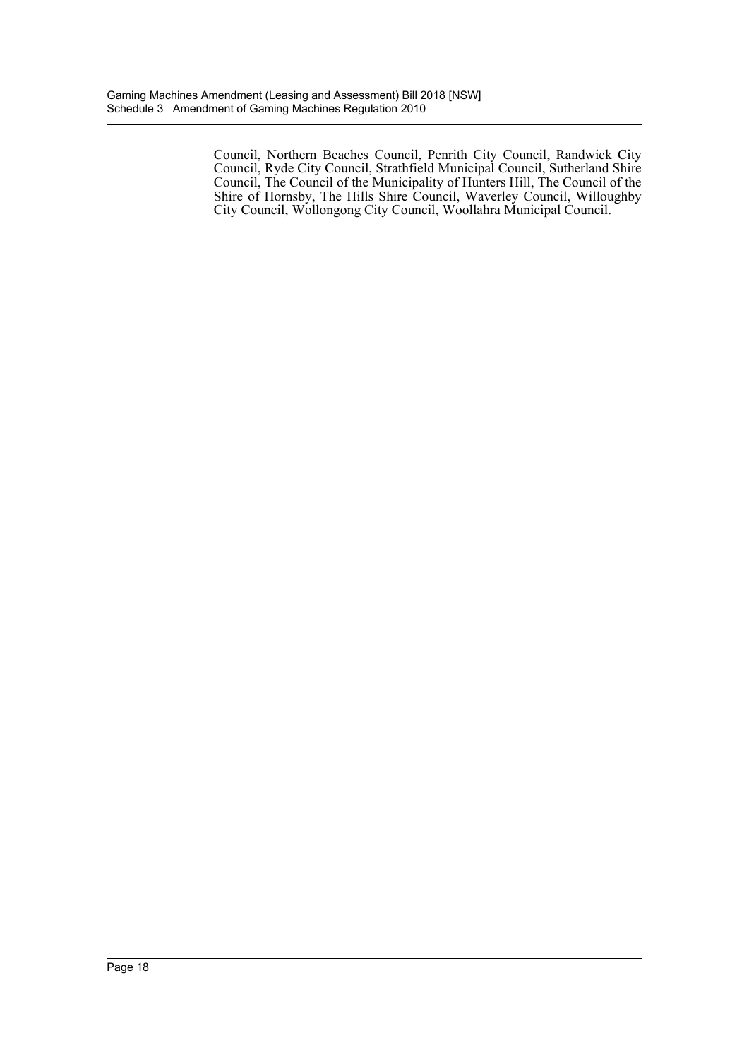Council, Northern Beaches Council, Penrith City Council, Randwick City Council, Ryde City Council, Strathfield Municipal Council, Sutherland Shire Council, The Council of the Municipality of Hunters Hill, The Council of the Shire of Hornsby, The Hills Shire Council, Waverley Council, Willoughby City Council, Wollongong City Council, Woollahra Municipal Council.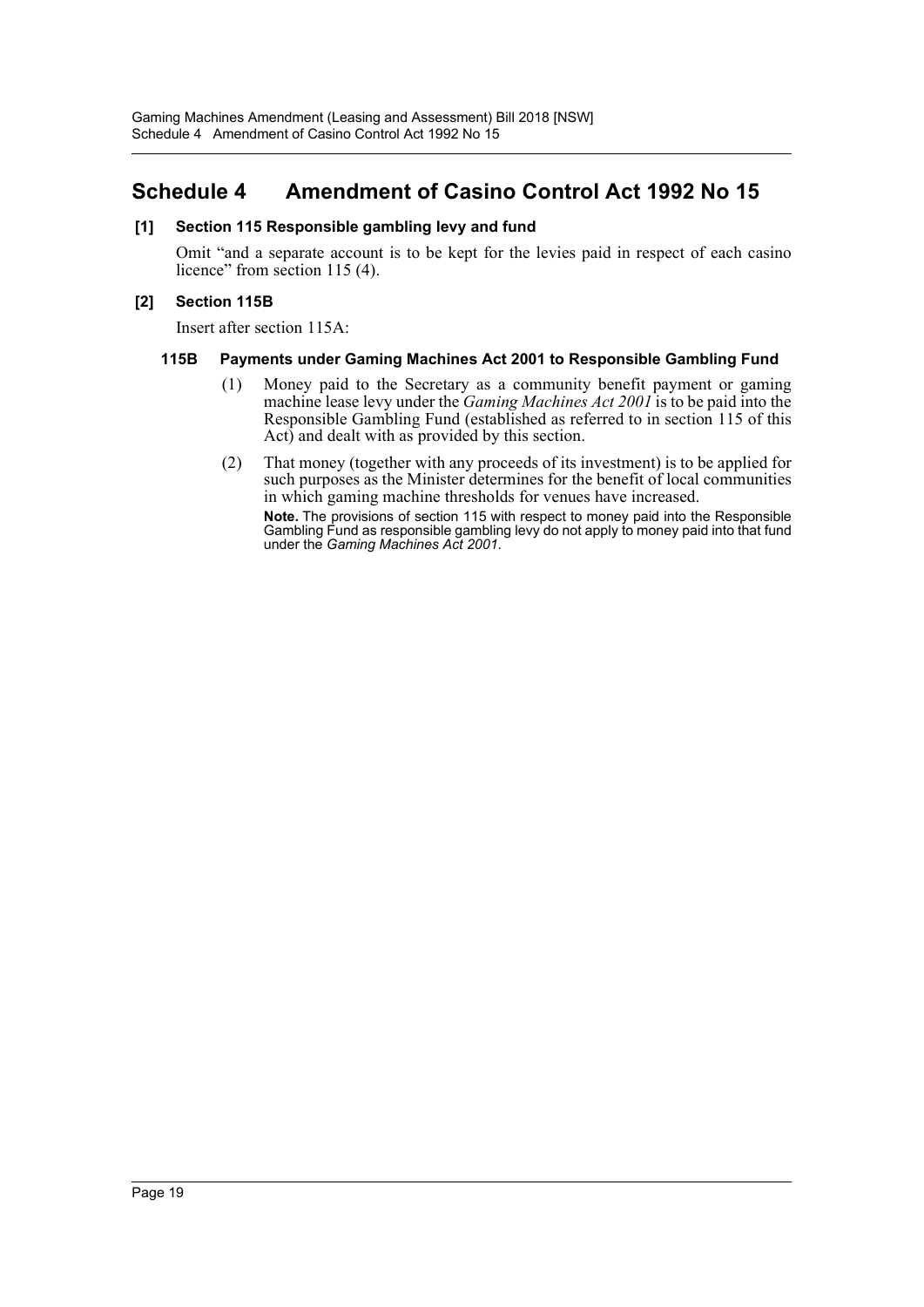# Schedule 4 Amendment of Casino Control Act 1992 No 15

**[1] Section 115 Responsible gambling levy and fund**

Omit "and a separate account is to be kept for the levies paid in respect of each casino licence" from section 115 (4).

**[2] Section 115B**

Insert after section 115A:

**115B Payments under Gaming Machines Act 2001 to Responsible Gambling Fund**

(1) Money paid to the Secretary as a community benefit payment or gaming machine lease levy under the *Gaming Machines Act 2001* is to be paid into the Responsible Gambling Fund (established as referred to in section 115 of this Act) and dealt with as provided by this section.

(2) That money (together with any proceeds of its investment) is to be applied for such purposes as the Minister determines for the benefit of local communities in which gaming machine thresholds for venues have increased.

**Note.** The provisions of section 115 with respect to money paid into the Responsible Gambling Fund as responsible gambling levy do not apply to money paid into that fund under the *Gaming Machines Act 2001*.